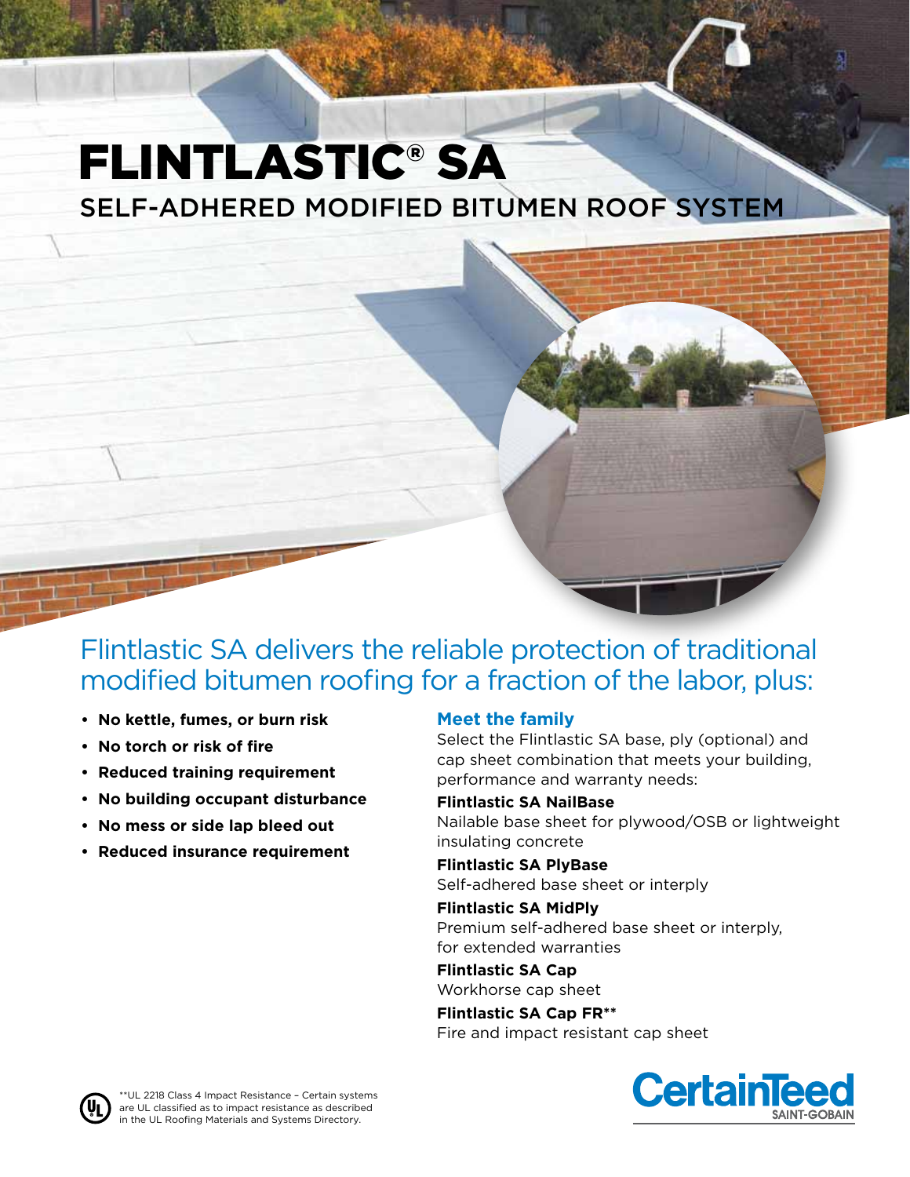# FLINTLASTIC® SA

## SELF-ADHERED MODIFIED BITUMEN ROOF SYSTEM

Flintlastic SA delivers the reliable protection of traditional modified bitumen roofing for a fraction of the labor, plus:

- **No kettle, fumes, or burn risk**
- **No torch or risk of fire**
- **Reduced training requirement**
- **No building occupant disturbance**
- **No mess or side lap bleed out**
- **Reduced insurance requirement**

### Meet the family

Select the Flintlastic SA base, ply (optional) and cap sheet combination that meets your building, performance and warranty needs:

**Flintlastic SA NailBase**
Nailable base sheet for plywood/OSB or lightweight insulating concrete

**Flintlastic SA PlyBase**
Self-adhered base sheet or interply

**Flintlastic SA MidPly**
Premium self-adhered base sheet or interply, for extended warranties

**Flintlastic SA Cap**
Workhorse cap sheet

**Flintlastic SA Cap FR****
Fire and impact resistant cap sheet

**UL 2218 Class 4 Impact Resistance – Certain systems are UL classified as to impact resistance as described in the UL Roofing Materials and Systems Directory.

CertainTeed
SAINT-GOBAIN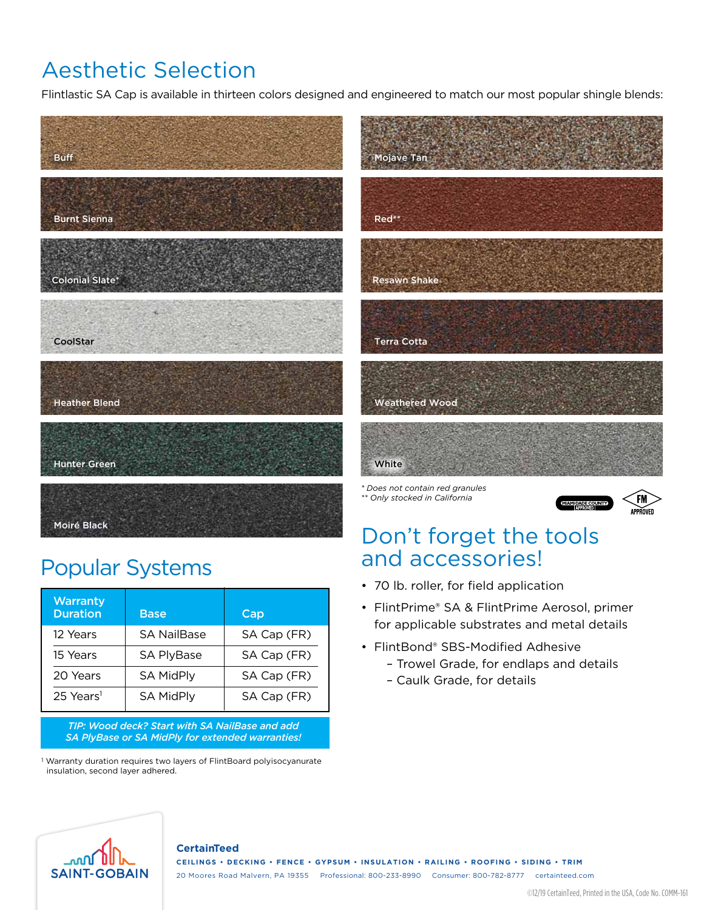# Aesthetic Selection

Flintlastic SA Cap is available in thirteen colors designed and engineered to match our most popular shingle blends:

Buff

Burnt Sienna

Colonial Slate*

CoolStar

Heather Blend

Hunter Green

Moiré Black

Mojave Tan

Red**

Resawn Shake

Terra Cotta

Weathered Wood

White

*\* Does not contain red granules*
*\*\* Only stocked in California*

MIAMI-DADE COUNTY APPROVED

FM APPROVED

## Popular Systems

| Warranty Duration | Base | Cap |
|---|---|---|
| 12 Years | SA NailBase | SA Cap (FR) |
| 15 Years | SA PlyBase | SA Cap (FR) |
| 20 Years | SA MidPly | SA Cap (FR) |
| 25 Years[1] | SA MidPly | SA Cap (FR) |

*TIP: Wood deck? Start with SA NailBase and add SA PlyBase or SA MidPly for extended warranties!*

[1] Warranty duration requires two layers of FlintBoard polyisocyanurate insulation, second layer adhered.

## Don't forget the tools and accessories!

- 70 lb. roller, for field application
- FlintPrime® SA & FlintPrime Aerosol, primer for applicable substrates and metal details
- FlintBond® SBS-Modified Adhesive
  - Trowel Grade, for endlaps and details
  - Caulk Grade, for details

SAINT-GOBAIN

**CertainTeed**

**CEILINGS • DECKING • FENCE • GYPSUM • INSULATION • RAILING • ROOFING • SIDING • TRIM**

20 Moores Road Malvern, PA 19355 Professional: 800-233-8990 Consumer: 800-782-8777 certainteed.com

©12/19 CertainTeed, Printed in the USA, Code No. COMM-161